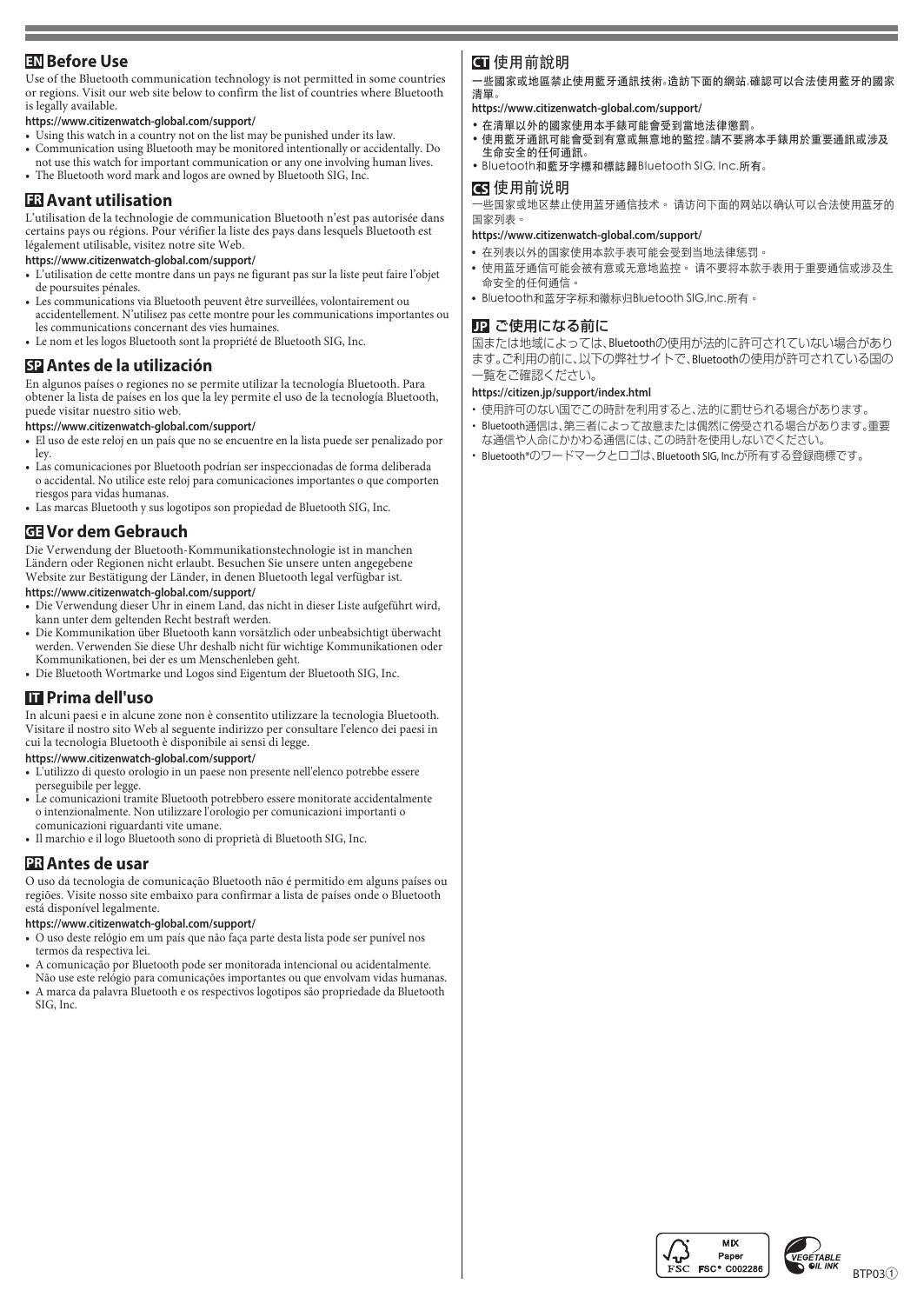## EN Before Use

Use of the Bluetooth communication technology is not permitted in some countries or regions. Visit our web site below to confirm the list of countries where Bluetooth is legally available.

**https://www.citizenwatch-global.com/support/**

- Using this watch in a country not on the list may be punished under its law.
- Communication using Bluetooth may be monitored intentionally or accidentally. Do not use this watch for important communication or any one involving human lives.
- The Bluetooth word mark and logos are owned by Bluetooth SIG, Inc.

## FR Avant utilisation

L'utilisation de la technologie de communication Bluetooth n'est pas autorisée dans certains pays ou régions. Pour vérifier la liste des pays dans lesquels Bluetooth est légalement utilisable, visitez notre site Web.

**https://www.citizenwatch-global.com/support/**

- L'utilisation de cette montre dans un pays ne figurant pas sur la liste peut faire l'objet de poursuites pénales.
- Les communications via Bluetooth peuvent être surveillées, volontairement ou accidentellement. N'utilisez pas cette montre pour les communications importantes ou les communications concernant des vies humaines.
- Le nom et les logos Bluetooth sont la propriété de Bluetooth SIG, Inc.

## SP Antes de la utilización

En algunos países o regiones no se permite utilizar la tecnología Bluetooth. Para obtener la lista de países en los que la ley permite el uso de la tecnología Bluetooth, puede visitar nuestro sitio web.

**https://www.citizenwatch-global.com/support/**

- El uso de este reloj en un país que no se encuentre en la lista puede ser penalizado por ley.
- Las comunicaciones por Bluetooth podrían ser inspeccionadas de forma deliberada o accidental. No utilice este reloj para comunicaciones importantes o que comporten riesgos para vidas humanas.
- Las marcas Bluetooth y sus logotipos son propiedad de Bluetooth SIG, Inc.

## GE Vor dem Gebrauch

Die Verwendung der Bluetooth-Kommunikationstechnologie ist in manchen Ländern oder Regionen nicht erlaubt. Besuchen Sie unsere unten angegebene Website zur Bestätigung der Länder, in denen Bluetooth legal verfügbar ist.

**https://www.citizenwatch-global.com/support/**

- Die Verwendung dieser Uhr in einem Land, das nicht in dieser Liste aufgeführt wird, kann unter dem geltenden Recht bestraft werden.
- Die Kommunikation über Bluetooth kann vorsätzlich oder unbeabsichtigt überwacht werden. Verwenden Sie diese Uhr deshalb nicht für wichtige Kommunikationen oder Kommunikationen, bei der es um Menschenleben geht.
- Die Bluetooth Wortmarke und Logos sind Eigentum der Bluetooth SIG, Inc.

## IT Prima dell'uso

In alcuni paesi e in alcune zone non è consentito utilizzare la tecnologia Bluetooth. Visitare il nostro sito Web al seguente indirizzo per consultare l'elenco dei paesi in cui la tecnologia Bluetooth è disponibile ai sensi di legge.

**https://www.citizenwatch-global.com/support/**

- L'utilizzo di questo orologio in un paese non presente nell'elenco potrebbe essere perseguibile per legge.
- Le comunicazioni tramite Bluetooth potrebbero essere monitorate accidentalmente o intenzionalmente. Non utilizzare l'orologio per comunicazioni importanti o comunicazioni riguardanti vite umane.
- Il marchio e il logo Bluetooth sono di proprietà di Bluetooth SIG, Inc.

## PR Antes de usar

O uso da tecnologia de comunicação Bluetooth não é permitido em alguns países ou regiões. Visite nosso site embaixo para confirmar a lista de países onde o Bluetooth está disponível legalmente.

**https://www.citizenwatch-global.com/support/**

- O uso deste relógio em um país que não faça parte desta lista pode ser punível nos termos da respectiva lei.
- A comunicação por Bluetooth pode ser monitorada intencional ou acidentalmente. Não use este relógio para comunicações importantes ou que envolvam vidas humanas.
- A marca da palavra Bluetooth e os respectivos logotipos são propriedade da Bluetooth SIG, Inc.

## CT 使用前說明

一些國家或地區禁止使用藍牙通訊技術。造訪下面的網站，確認可以合法使用藍牙的國家清單。

**https://www.citizenwatch-global.com/support/**

- 在清單以外的國家使用本手錶可能會受到當地法律懲罰。
- 使用藍牙通訊可能會受到有意或無意地的監控。請不要將本手錶用於重要通訊或涉及生命安全的任何通訊。
- Bluetooth和藍牙字標和標誌歸Bluetooth SIG, Inc.所有。

## CS 使用前说明

一些国家或地区禁止使用蓝牙通信技术。 请访问下面的网站以确认可以合法使用蓝牙的国家列表。

**https://www.citizenwatch-global.com/support/**

- 在列表以外的国家使用本款手表可能会受到当地法律惩罚。
- 使用蓝牙通信可能会被有意或无意地监控。 请不要将本款手表用于重要通信或涉及生命安全的任何通信。
- Bluetooth和蓝牙字标和徽标归Bluetooth SIG,Inc.所有。

## JP ご使用になる前に

国または地域によっては、Bluetoothの使用が法的に許可されていない場合があります。ご利用の前に、以下の弊社サイトで、Bluetoothの使用が許可されている国の一覧をご確認ください。

**https://citizen.jp/support/index.html**

- 使用許可のない国でこの時計を利用すると、法的に罰せられる場合があります。
- Bluetooth通信は、第三者によって故意または偶然に傍受される場合があります。重要な通信や人命にかかわる通信には、この時計を使用しないでください。
- Bluetooth®のワードマークとロゴは、Bluetooth SIG, Inc.が所有する登録商標です。

MIX Paper FSC® C002286

VEGETABLE OIL INK

BTP03①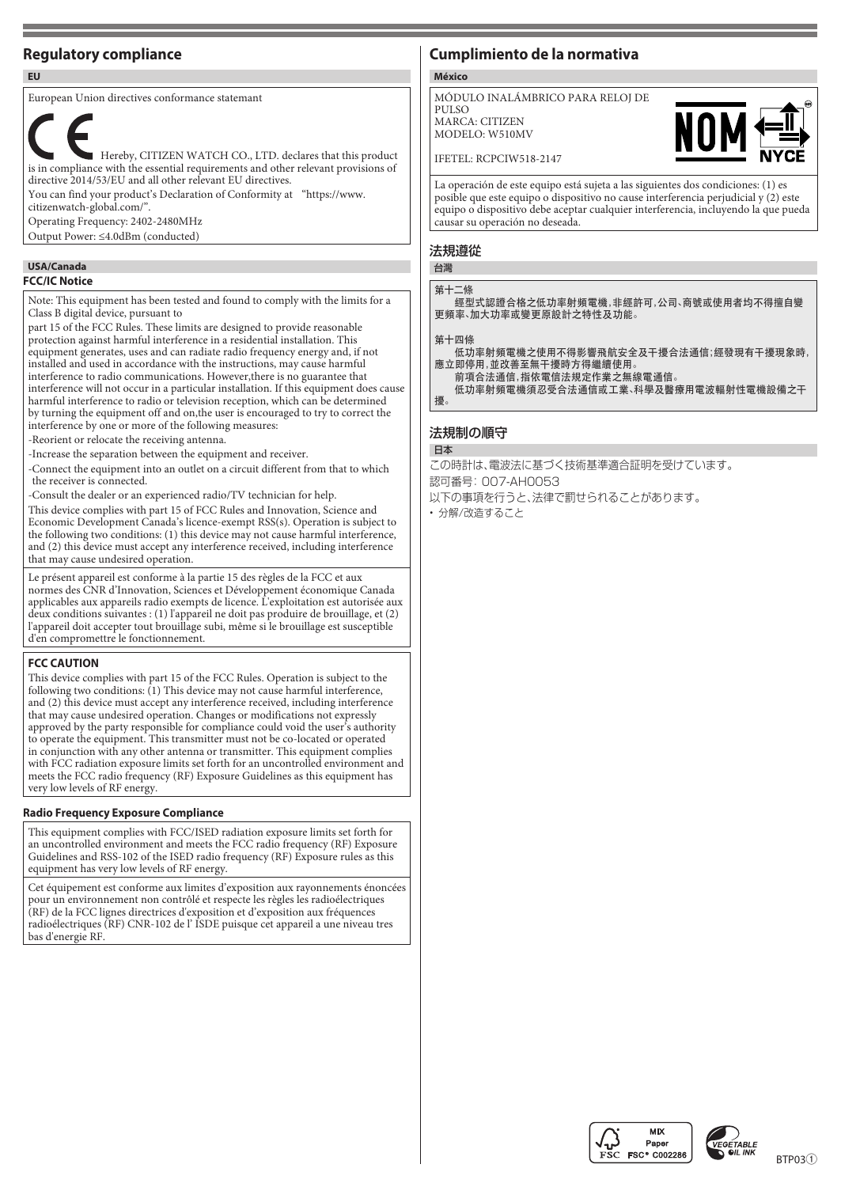## Regulatory compliance

**EU**

European Union directives conformance statemant

Hereby, CITIZEN WATCH CO., LTD. declares that this product is in compliance with the essential requirements and other relevant provisions of directive 2014/53/EU and all other relevant EU directives.

You can find your product's Declaration of Conformity at "https://www.citizenwatch-global.com/".

Operating Frequency: 2402-2480MHz

Output Power: ≤4.0dBm (conducted)

**USA/Canada**

**FCC/IC Notice**

Note: This equipment has been tested and found to comply with the limits for a Class B digital device, pursuant to part 15 of the FCC Rules. These limits are designed to provide reasonable protection against harmful interference in a residential installation. This equipment generates, uses and can radiate radio frequency energy and, if not installed and used in accordance with the instructions, may cause harmful interference to radio communications. However,there is no guarantee that interference will not occur in a particular installation. If this equipment does cause harmful interference to radio or television reception, which can be determined by turning the equipment off and on,the user is encouraged to try to correct the interference by one or more of the following measures:

-Reorient or relocate the receiving antenna.

-Increase the separation between the equipment and receiver.

-Connect the equipment into an outlet on a circuit different from that to which the receiver is connected.

-Consult the dealer or an experienced radio/TV technician for help.

This device complies with part 15 of FCC Rules and Innovation, Science and Economic Development Canada's licence-exempt RSS(s). Operation is subject to the following two conditions: (1) this device may not cause harmful interference, and (2) this device must accept any interference received, including interference that may cause undesired operation.

Le présent appareil est conforme à la partie 15 des règles de la FCC et aux normes des CNR d'Innovation, Sciences et Développement économique Canada applicables aux appareils radio exempts de licence. L'exploitation est autorisée aux deux conditions suivantes : (1) l'appareil ne doit pas produire de brouillage, et (2) l'appareil doit accepter tout brouillage subi, même si le brouillage est susceptible d'en compromettre le fonctionnement.

**FCC CAUTION**

This device complies with part 15 of the FCC Rules. Operation is subject to the following two conditions: (1) This device may not cause harmful interference, and (2) this device must accept any interference received, including interference that may cause undesired operation. Changes or modifications not expressly approved by the party responsible for compliance could void the user's authority to operate the equipment. This transmitter must not be co-located or operated in conjunction with any other antenna or transmitter. This equipment complies with FCC radiation exposure limits set forth for an uncontrolled environment and meets the FCC radio frequency (RF) Exposure Guidelines as this equipment has very low levels of RF energy.

**Radio Frequency Exposure Compliance**

This equipment complies with FCC/ISED radiation exposure limits set forth for an uncontrolled environment and meets the FCC radio frequency (RF) Exposure Guidelines and RSS-102 of the ISED radio frequency (RF) Exposure rules as this equipment has very low levels of RF energy.

Cet équipement est conforme aux limites d'exposition aux rayonnements énoncées pour un environnement non contrôlé et respecte les règles les radioélectriques (RF) de la FCC lignes directrices d'exposition et d'exposition aux fréquences radioélectriques (RF) CNR-102 de l' ISDE puisque cet appareil a une niveau tres bas d'energie RF.

## Cumplimiento de la normativa

**México**

MÓDULO INALÁMBRICO PARA RELOJ DE PULSO

MARCA: CITIZEN

MODELO: W510MV

IFETEL: RCPCIW518-2147

NOM NYCE

La operación de este equipo está sujeta a las siguientes dos condiciones: (1) es posible que este equipo o dispositivo no cause interferencia perjudicial y (2) este equipo o dispositivo debe aceptar cualquier interferencia, incluyendo la que pueda causar su operación no deseada.

## 法規遵從

**台灣**

第十二條

經型式認證合格之低功率射頻電機,非經許可,公司、商號或使用者均不得擅自變更頻率、加大功率或變更原設計之特性及功能。

第十四條

低功率射頻電機之使用不得影響飛航安全及干擾合法通信;經發現有干擾現象時,應立即停用,並改善至無干擾時方得繼續使用。

前項合法通信,指依電信法規定作業之無線電通信。

低功率射頻電機須忍受合法通信或工業、科學及醫療用電波輻射性電機設備之干擾。

## 法規制の順守

**日本**

この時計は、電波法に基づく技術基準適合証明を受けています。

認可番号：007-AH0053

以下の事項を行うと、法律で罰せられることがあります。

• 分解/改造すること

MIX Paper FSC FSC® C002286

VEGETABLE OIL INK

BTP03①